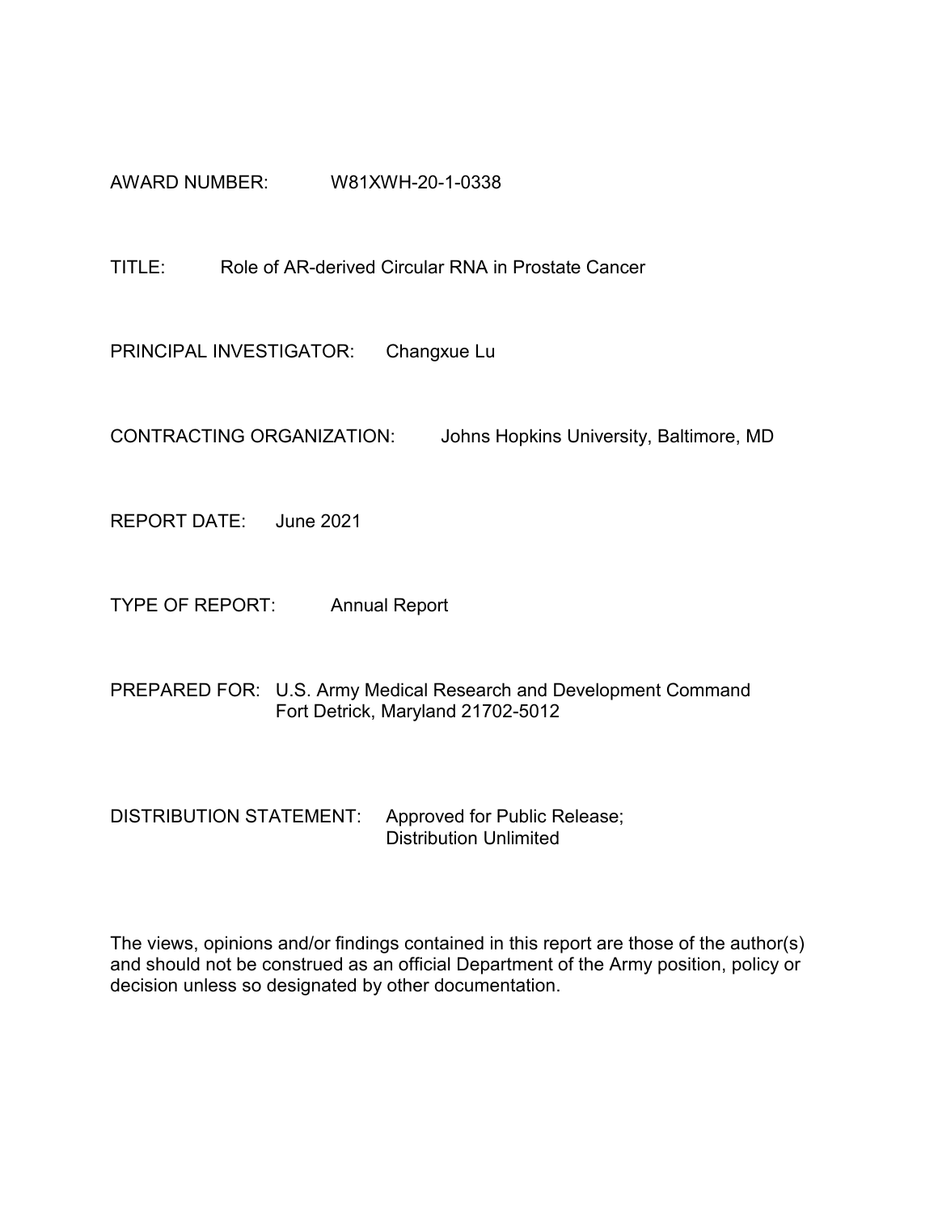AWARD NUMBER: W81XWH-20-1-0338

TITLE: Role of AR-derived Circular RNA in Prostate Cancer

PRINCIPAL INVESTIGATOR: Changxue Lu

CONTRACTING ORGANIZATION: Johns Hopkins University, Baltimore, MD

REPORT DATE: June 2021

TYPE OF REPORT: Annual Report

PREPARED FOR: U.S. Army Medical Research and Development Command
Fort Detrick, Maryland 21702-5012

DISTRIBUTION STATEMENT: Approved for Public Release;
Distribution Unlimited

The views, opinions and/or findings contained in this report are those of the author(s) and should not be construed as an official Department of the Army position, policy or decision unless so designated by other documentation.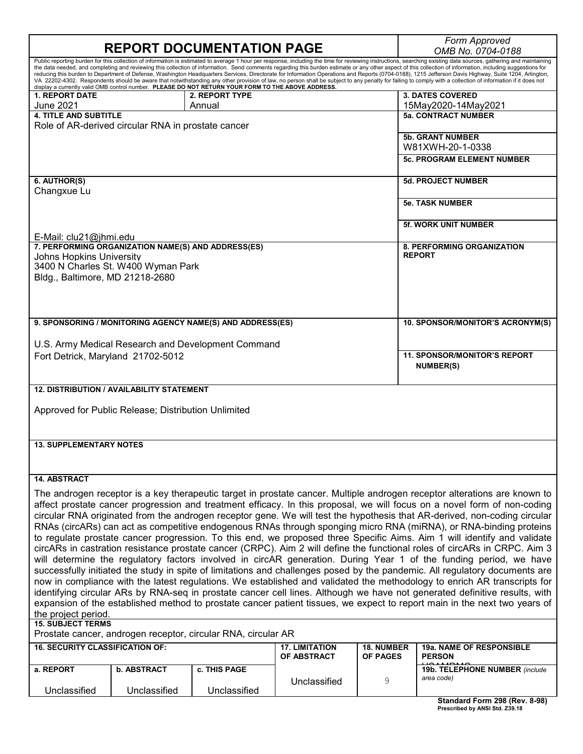# REPORT DOCUMENTATION PAGE

*Form Approved OMB No. 0704-0188*

Public reporting burden for this collection of information is estimated to average 1 hour per response, including the time for reviewing instructions, searching existing data sources, gathering and maintaining the data needed, and completing and reviewing this collection of information. Send comments regarding this burden estimate or any other aspect of this collection of information, including suggestions for reducing this burden to Department of Defense, Washington Headquarters Services, Directorate for Information Operations and Reports (0704-0188), 1215 Jefferson Davis Highway, Suite 1204, Arlington, VA 22202-4302. Respondents should be aware that notwithstanding any other provision of law, no person shall be subject to any penalty for failing to comply with a collection of information if it does not display a currently valid OMB control number. **PLEASE DO NOT RETURN YOUR FORM TO THE ABOVE ADDRESS.**

| 1. REPORT DATE | 2. REPORT TYPE | 3. DATES COVERED |
|---|---|---|
| June 2021 | Annual | 15May2020-14May2021 |

**4. TITLE AND SUBTITLE**
Role of AR-derived circular RNA in prostate cancer

**5a. CONTRACT NUMBER**

**5b. GRANT NUMBER**
W81XWH-20-1-0338

**5c. PROGRAM ELEMENT NUMBER**

**6. AUTHOR(S)**
Changxue Lu

E-Mail: clu21@jhmi.edu

**5d. PROJECT NUMBER**

**5e. TASK NUMBER**

**5f. WORK UNIT NUMBER**

**7. PERFORMING ORGANIZATION NAME(S) AND ADDRESS(ES)**
Johns Hopkins University
3400 N Charles St. W400 Wyman Park
Bldg., Baltimore, MD 21218-2680

**8. PERFORMING ORGANIZATION REPORT**

**9. SPONSORING / MONITORING AGENCY NAME(S) AND ADDRESS(ES)**

U.S. Army Medical Research and Development Command
Fort Detrick, Maryland 21702-5012

**10. SPONSOR/MONITOR'S ACRONYM(S)**

**11. SPONSOR/MONITOR'S REPORT NUMBER(S)**

**12. DISTRIBUTION / AVAILABILITY STATEMENT**

Approved for Public Release; Distribution Unlimited

**13. SUPPLEMENTARY NOTES**

**14. ABSTRACT**

The androgen receptor is a key therapeutic target in prostate cancer. Multiple androgen receptor alterations are known to affect prostate cancer progression and treatment efficacy. In this proposal, we will focus on a novel form of non-coding circular RNA originated from the androgen receptor gene. We will test the hypothesis that AR-derived, non-coding circular RNAs (circARs) can act as competitive endogenous RNAs through sponging micro RNA (miRNA), or RNA-binding proteins to regulate prostate cancer progression. To this end, we proposed three Specific Aims. Aim 1 will identify and validate circARs in castration resistance prostate cancer (CRPC). Aim 2 will define the functional roles of circARs in CRPC. Aim 3 will determine the regulatory factors involved in circAR generation. During Year 1 of the funding period, we have successfully initiated the study in spite of limitations and challenges posed by the pandemic. All regulatory documents are now in compliance with the latest regulations. We established and validated the methodology to enrich AR transcripts for identifying circular ARs by RNA-seq in prostate cancer cell lines. Although we have not generated definitive results, with expansion of the established method to prostate cancer patient tissues, we expect to report main in the next two years of the project period.

**15. SUBJECT TERMS**
Prostate cancer, androgen receptor, circular RNA, circular AR

| 16. SECURITY CLASSIFICATION OF: | | | 17. LIMITATION OF ABSTRACT | 18. NUMBER OF PAGES | 19a. NAME OF RESPONSIBLE PERSON USAMRMC |
|---|---|---|---|---|---|
| a. REPORT | b. ABSTRACT | c. THIS PAGE | | | 19b. TELEPHONE NUMBER *(include area code)* |
| Unclassified | Unclassified | Unclassified | Unclassified | 9 | |

**Standard Form 298 (Rev. 8-98)**
**Prescribed by ANSI Std. Z39.18**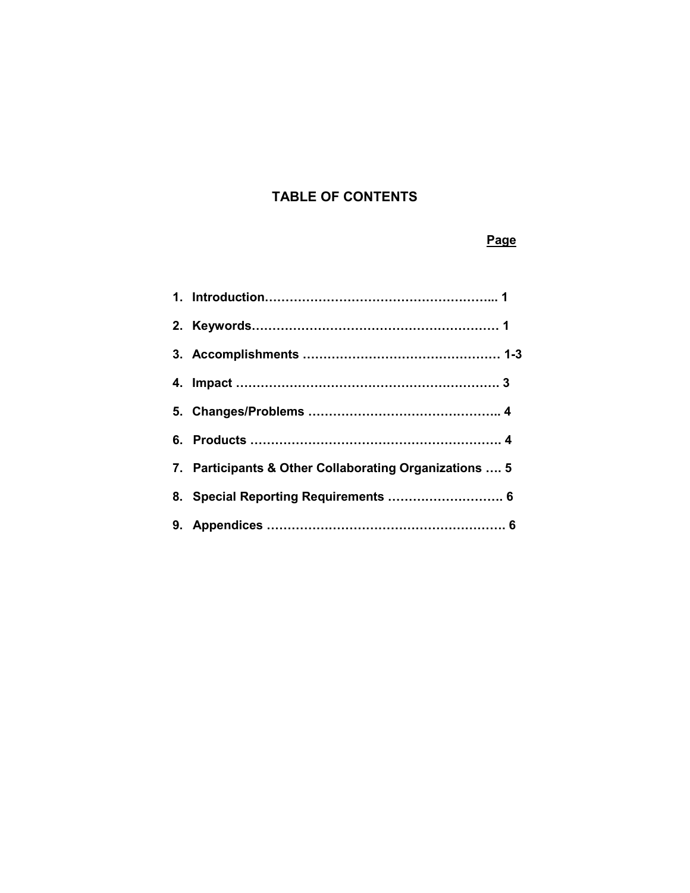# TABLE OF CONTENTS

| | Page |
|---|---|
| 1. Introduction | 1 |
| 2. Keywords | 1 |
| 3. Accomplishments | 1-3 |
| 4. Impact | 3 |
| 5. Changes/Problems | 4 |
| 6. Products | 4 |
| 7. Participants & Other Collaborating Organizations | 5 |
| 8. Special Reporting Requirements | 6 |
| 9. Appendices | 6 |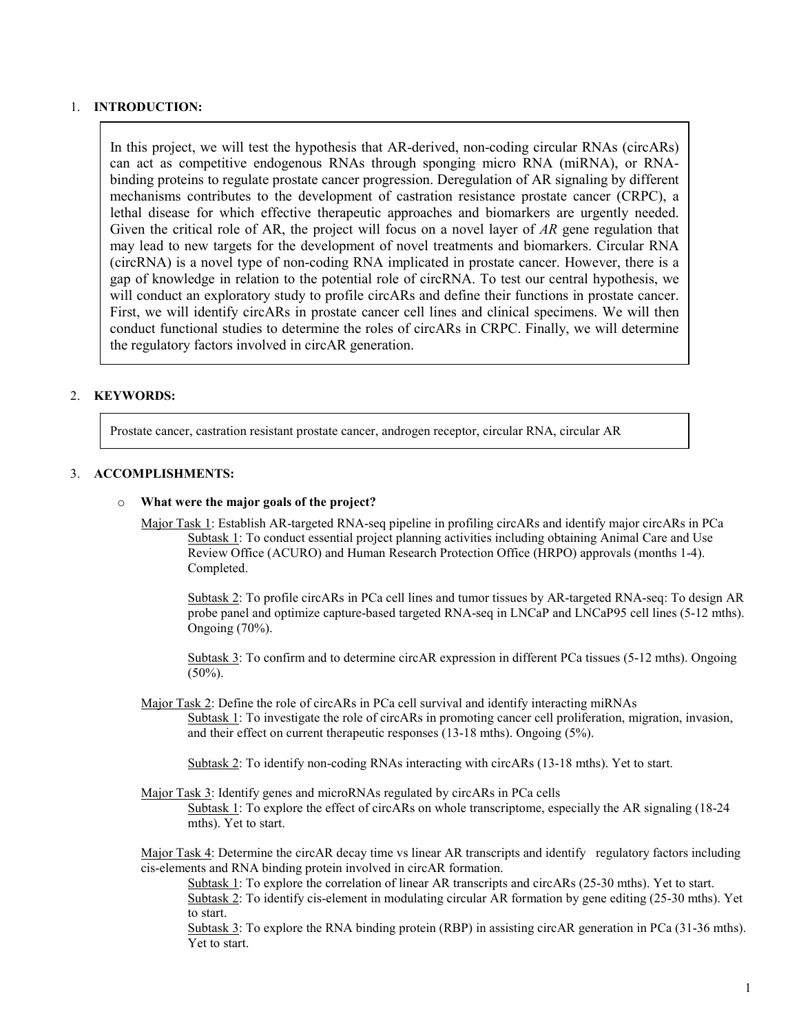1. **INTRODUCTION:**

In this project, we will test the hypothesis that AR-derived, non-coding circular RNAs (circARs) can act as competitive endogenous RNAs through sponging micro RNA (miRNA), or RNA-binding proteins to regulate prostate cancer progression. Deregulation of AR signaling by different mechanisms contributes to the development of castration resistance prostate cancer (CRPC), a lethal disease for which effective therapeutic approaches and biomarkers are urgently needed. Given the critical role of AR, the project will focus on a novel layer of *AR* gene regulation that may lead to new targets for the development of novel treatments and biomarkers. Circular RNA (circRNA) is a novel type of non-coding RNA implicated in prostate cancer. However, there is a gap of knowledge in relation to the potential role of circRNA. To test our central hypothesis, we will conduct an exploratory study to profile circARs and define their functions in prostate cancer. First, we will identify circARs in prostate cancer cell lines and clinical specimens. We will then conduct functional studies to determine the roles of circARs in CRPC. Finally, we will determine the regulatory factors involved in circAR generation.

2. **KEYWORDS:**

Prostate cancer, castration resistant prostate cancer, androgen receptor, circular RNA, circular AR

3. **ACCOMPLISHMENTS:**

- **What were the major goals of the project?**

  Major Task 1: Establish AR-targeted RNA-seq pipeline in profiling circARs and identify major circARs in PCa

  Subtask 1: To conduct essential project planning activities including obtaining Animal Care and Use Review Office (ACURO) and Human Research Protection Office (HRPO) approvals (months 1-4). Completed.

  Subtask 2: To profile circARs in PCa cell lines and tumor tissues by AR-targeted RNA-seq: To design AR probe panel and optimize capture-based targeted RNA-seq in LNCaP and LNCaP95 cell lines (5-12 mths). Ongoing (70%).

  Subtask 3: To confirm and to determine circAR expression in different PCa tissues (5-12 mths). Ongoing (50%).

  Major Task 2: Define the role of circARs in PCa cell survival and identify interacting miRNAs

  Subtask 1: To investigate the role of circARs in promoting cancer cell proliferation, migration, invasion, and their effect on current therapeutic responses (13-18 mths). Ongoing (5%).

  Subtask 2: To identify non-coding RNAs interacting with circARs (13-18 mths). Yet to start.

  Major Task 3: Identify genes and microRNAs regulated by circARs in PCa cells

  Subtask 1: To explore the effect of circARs on whole transcriptome, especially the AR signaling (18-24 mths). Yet to start.

  Major Task 4: Determine the circAR decay time vs linear AR transcripts and identify regulatory factors including cis-elements and RNA binding protein involved in circAR formation.

  Subtask 1: To explore the correlation of linear AR transcripts and circARs (25-30 mths). Yet to start.

  Subtask 2: To identify cis-element in modulating circular AR formation by gene editing (25-30 mths). Yet to start.

  Subtask 3: To explore the RNA binding protein (RBP) in assisting circAR generation in PCa (31-36 mths). Yet to start.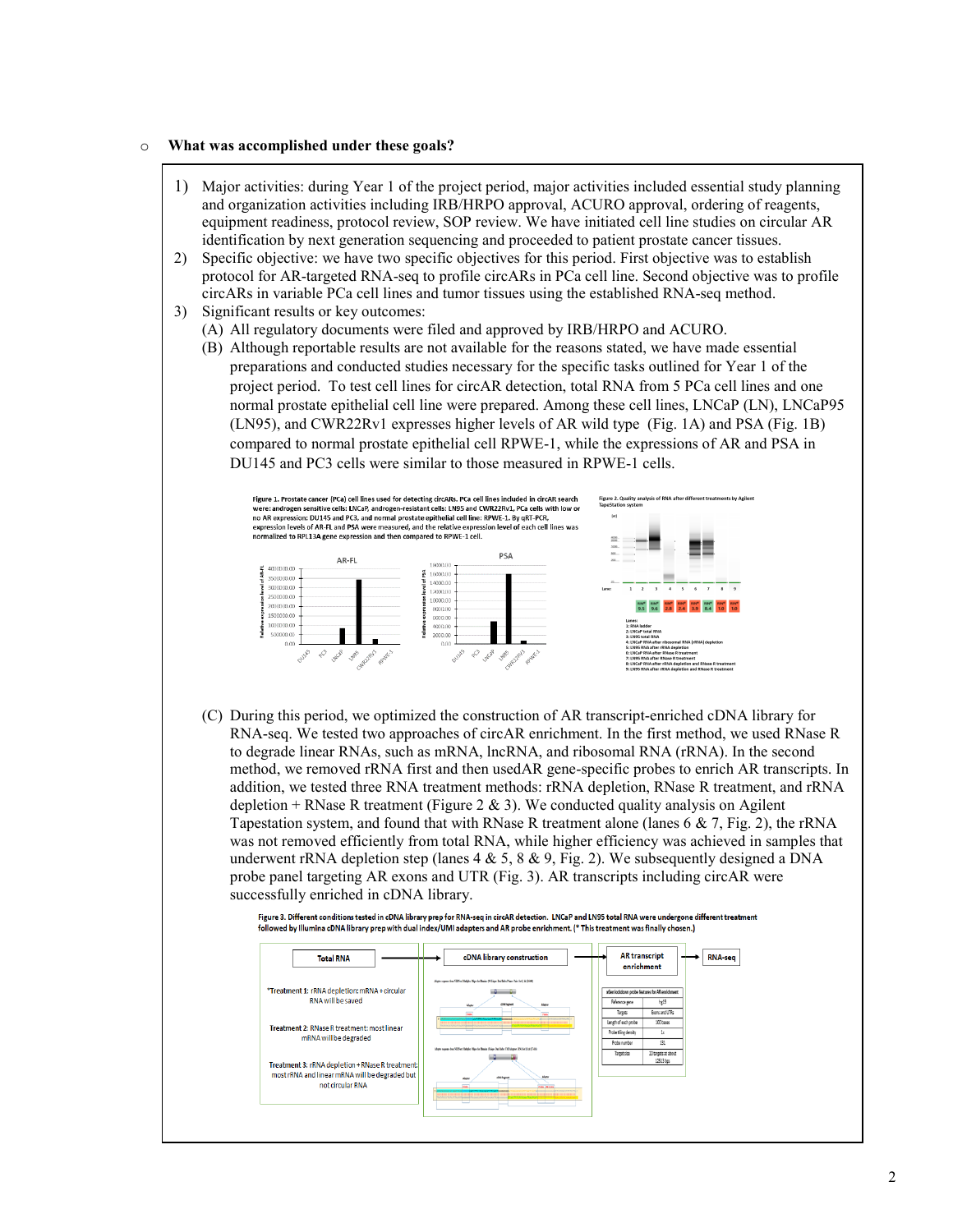- **What was accomplished under these goals?**

1) Major activities: during Year 1 of the project period, major activities included essential study planning and organization activities including IRB/HRPO approval, ACURO approval, ordering of reagents, equipment readiness, protocol review, SOP review. We have initiated cell line studies on circular AR identification by next generation sequencing and proceeded to patient prostate cancer tissues.
2) Specific objective: we have two specific objectives for this period. First objective was to establish protocol for AR-targeted RNA-seq to profile circARs in PCa cell line. Second objective was to profile circARs in variable PCa cell lines and tumor tissues using the established RNA-seq method.
3) Significant results or key outcomes:
   (A) All regulatory documents were filed and approved by IRB/HRPO and ACURO.
   (B) Although reportable results are not available for the reasons stated, we have made essential preparations and conducted studies necessary for the specific tasks outlined for Year 1 of the project period. To test cell lines for circAR detection, total RNA from 5 PCa cell lines and one normal prostate epithelial cell line were prepared. Among these cell lines, LNCaP (LN), LNCaP95 (LN95), and CWR22Rv1 expresses higher levels of AR wild type (Fig. 1A) and PSA (Fig. 1B) compared to normal prostate epithelial cell RPWE-1, while the expressions of AR and PSA in DU145 and PC3 cells were similar to those measured in RPWE-1 cells.

Figure 1. Prostate cancer (PCa) cell lines used for detecting circARs. PCa cell lines included in circAR search were: androgen sensitive cells: LNCaP, androgen-resistant cells: LN95 and CWR22Rv1, PCa cells with low or no AR expression: DU145 and PC3, and normal prostate epithelial cell line: RPWE-1. By qRT-PCR, expression levels of AR-FL and PSA were measured, and the relative expression level of each cell lines was normalized to RPL13A gene expression and then compared to RPWE-1 cell.

Figure 2. Quality analysis of RNA after different treatments by Agilent TapeStation system

Lanes:
1: RNA ladder
2: LNCaP total RNA
3: LN95 total RNA
4: LNCaP RNA after ribosomal RNA (rRNA) depletion
5: LN95 RNA after rRNA depletion
6: LNCaP RNA after RNase R treatment
7: LN95 RNA after RNase R treatment
8: LNCaP RNA after rRNA depletion and RNase R treatment
9: LN95 RNA after rRNA depletion and RNase R treatment

   (C) During this period, we optimized the construction of AR transcript-enriched cDNA library for RNA-seq. We tested two approaches of circAR enrichment. In the first method, we used RNase R to degrade linear RNAs, such as mRNA, lncRNA, and ribosomal RNA (rRNA). In the second method, we removed rRNA first and then usedAR gene-specific probes to enrich AR transcripts. In addition, we tested three RNA treatment methods: rRNA depletion, RNase R treatment, and rRNA depletion + RNase R treatment (Figure 2 & 3). We conducted quality analysis on Agilent Tapestation system, and found that with RNase R treatment alone (lanes 6 & 7, Fig. 2), the rRNA was not removed efficiently from total RNA, while higher efficiency was achieved in samples that underwent rRNA depletion step (lanes 4 & 5, 8 & 9, Fig. 2). We subsequently designed a DNA probe panel targeting AR exons and UTR (Fig. 3). AR transcripts including circAR were successfully enriched in cDNA library.

Figure 3. Different conditions tested in cDNA library prep for RNA-seq in circAR detection. LNCaP and LN95 total RNA were undergone different treatment followed by Illumina cDNA library prep with dual index/UMI adapters and AR probe enrichment. (* This treatment was finally chosen.)

Total RNA → cDNA library construction → AR transcript enrichment → RNA-seq

*Treatment 1: rRNA depletion: mRNA + circular RNA will be saved

Treatment 2: RNase R treatment: most linear mRNA will be degraded

Treatment 3: rRNA depletion + RNase R treatment: most rRNA and linear mRNA will be degraded but not circular RNA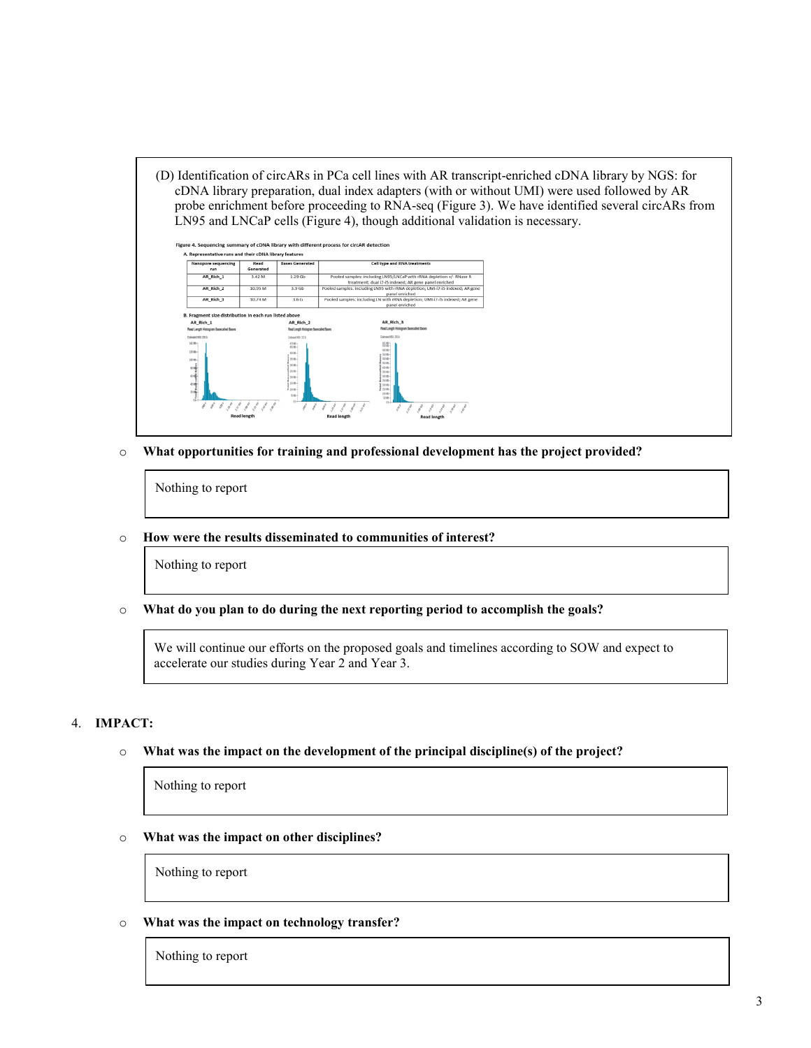(D) Identification of circARs in PCa cell lines with AR transcript-enriched cDNA library by NGS: for cDNA library preparation, dual index adapters (with or without UMI) were used followed by AR probe enrichment before proceeding to RNA-seq (Figure 3). We have identified several circARs from LN95 and LNCaP cells (Figure 4), though additional validation is necessary.

Figure 4. Sequencing summary of cDNA library with different process for circAR detection

A. Representative runs and their cDNA library features

| Nanopore sequencing run | Read Generated | Bases Generated | Cell type and RNA treatments |
|---|---|---|---|
| AR_Rich_1 | 3.42 M | 1.29 Gb | Pooled samples: including LN95/LNCaP with rRNA depletion +/- RNase R treatment; dual i7-i5 indexed; AR gene panel enriched |
| AR_Rich_2 | 10.95 M | 3.9 Gb | Pooled samples: including LN95 with rRNA depletion; UMI-i7-i5 indexed; AR gene panel enriched |
| AR_Rich_3 | 10.74 M | 3.6 G | Pooled samples: including LN with rRNA depletion; UMI-i7-i5 indexed; AR gene panel enriched |

B. Fragment size distribution in each run listed above

- **What opportunities for training and professional development has the project provided?**

Nothing to report

- **How were the results disseminated to communities of interest?**

Nothing to report

- **What do you plan to do during the next reporting period to accomplish the goals?**

We will continue our efforts on the proposed goals and timelines according to SOW and expect to accelerate our studies during Year 2 and Year 3.

4. **IMPACT:**

- **What was the impact on the development of the principal discipline(s) of the project?**

Nothing to report

- **What was the impact on other disciplines?**

Nothing to report

- **What was the impact on technology transfer?**

Nothing to report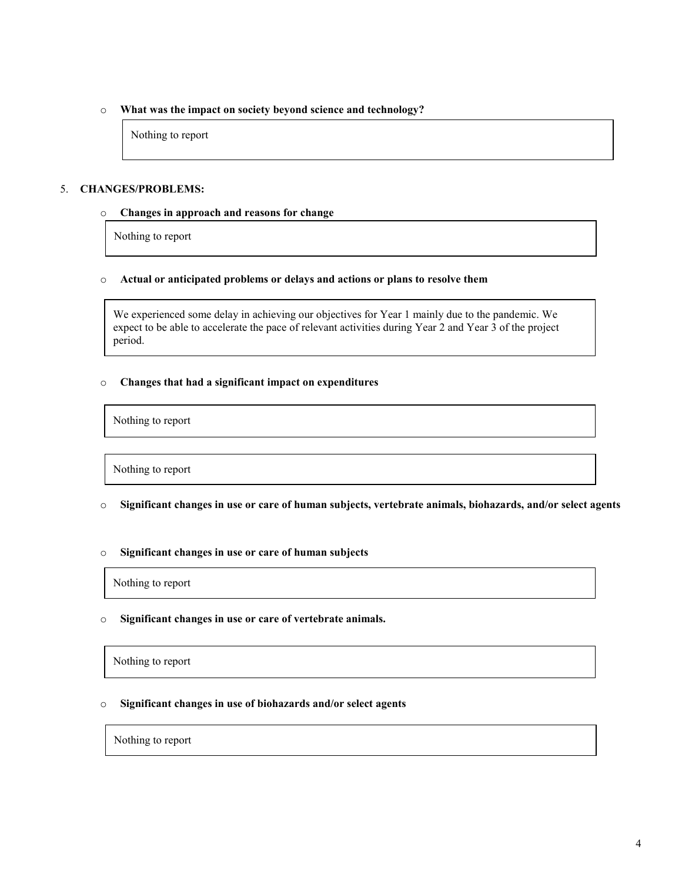- **What was the impact on society beyond science and technology?**

  Nothing to report

5. **CHANGES/PROBLEMS:**

- **Changes in approach and reasons for change**

  Nothing to report

- **Actual or anticipated problems or delays and actions or plans to resolve them**

  We experienced some delay in achieving our objectives for Year 1 mainly due to the pandemic. We expect to be able to accelerate the pace of relevant activities during Year 2 and Year 3 of the project period.

- **Changes that had a significant impact on expenditures**

  Nothing to report

  Nothing to report

- **Significant changes in use or care of human subjects, vertebrate animals, biohazards, and/or select agents**

- **Significant changes in use or care of human subjects**

  Nothing to report

- **Significant changes in use or care of vertebrate animals.**

  Nothing to report

- **Significant changes in use of biohazards and/or select agents**

  Nothing to report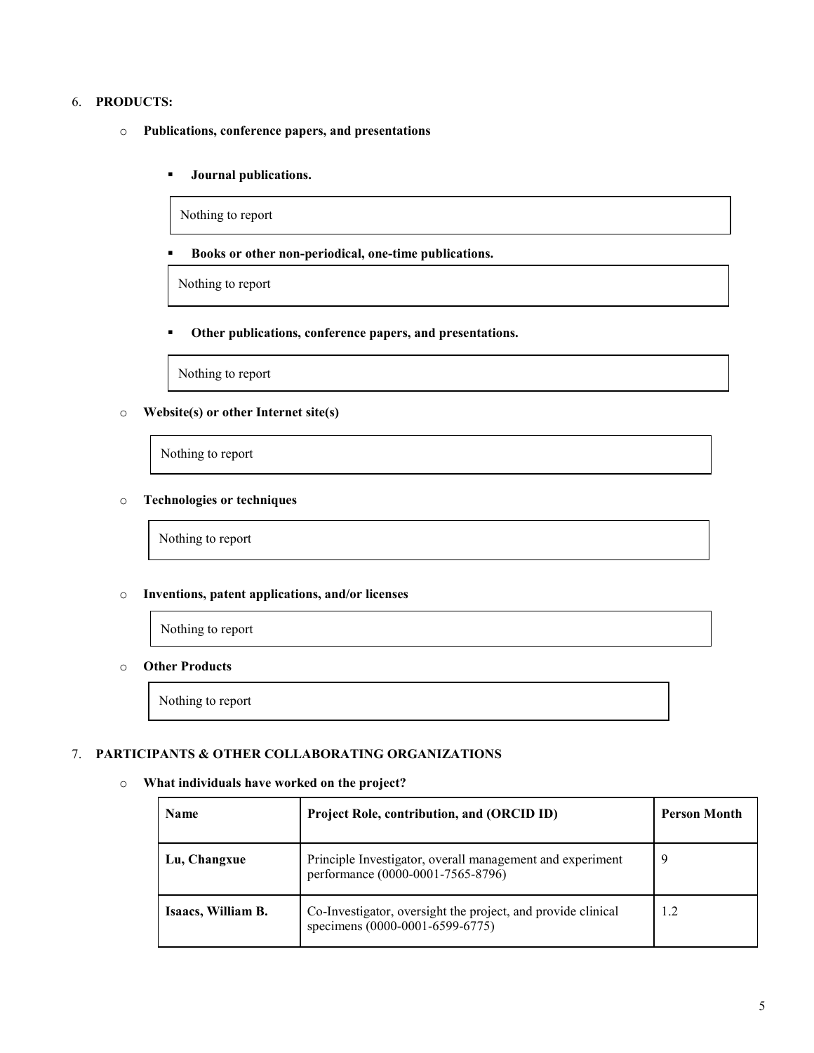6. **PRODUCTS:**

- **Publications, conference papers, and presentations**

  - **Journal publications.**

    Nothing to report

  - **Books or other non-periodical, one-time publications.**

    Nothing to report

  - **Other publications, conference papers, and presentations.**

    Nothing to report

- **Website(s) or other Internet site(s)**

  Nothing to report

- **Technologies or techniques**

  Nothing to report

- **Inventions, patent applications, and/or licenses**

  Nothing to report

- **Other Products**

  Nothing to report

7. **PARTICIPANTS & OTHER COLLABORATING ORGANIZATIONS**

- **What individuals have worked on the project?**

| Name | Project Role, contribution, and (ORCID ID) | Person Month |
|---|---|---|
| **Lu, Changxue** | Principle Investigator, overall management and experiment performance (0000-0001-7565-8796) | 9 |
| **Isaacs, William B.** | Co-Investigator, oversight the project, and provide clinical specimens (0000-0001-6599-6775) | 1.2 |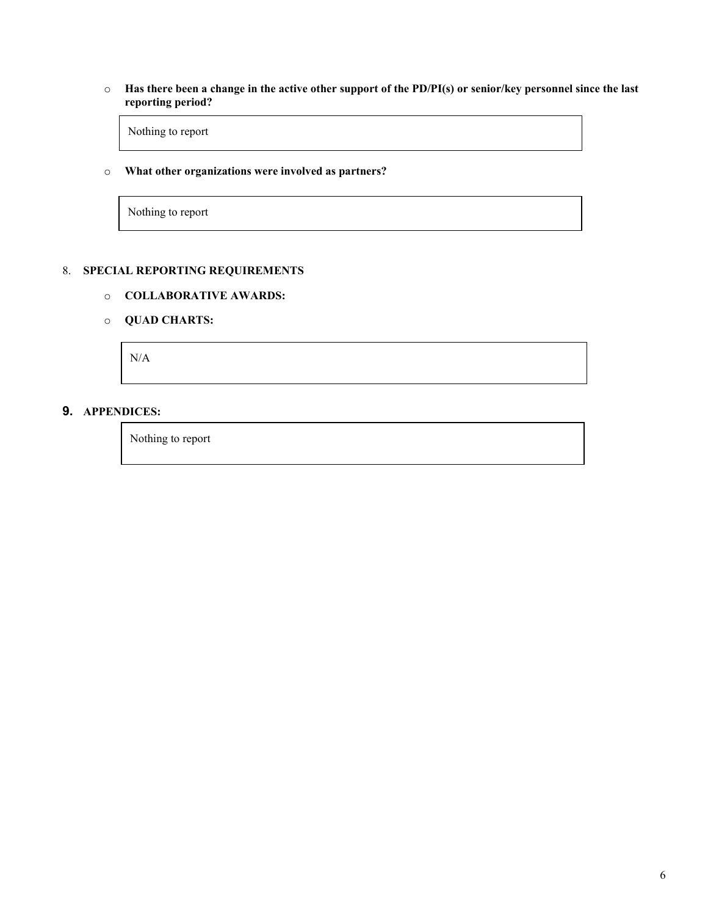- **Has there been a change in the active other support of the PD/PI(s) or senior/key personnel since the last reporting period?**

Nothing to report

- **What other organizations were involved as partners?**

Nothing to report

8. **SPECIAL REPORTING REQUIREMENTS**

- **COLLABORATIVE AWARDS:**
- **QUAD CHARTS:**

N/A

9. **APPENDICES:**

Nothing to report